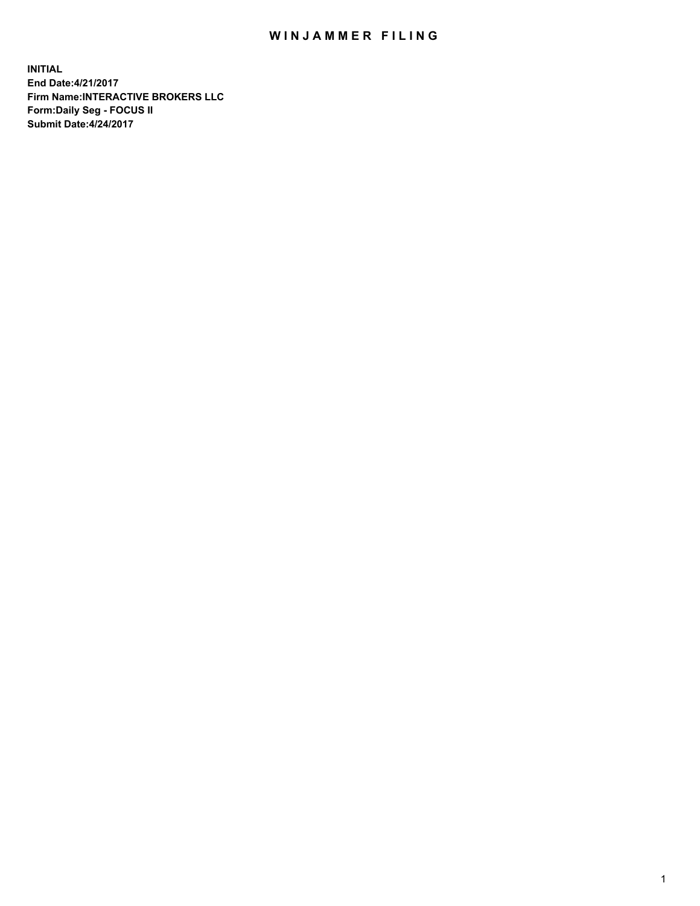# WINJAMMER FILING

**INITIAL**
**End Date:4/21/2017**
**Firm Name:INTERACTIVE BROKERS LLC**
**Form:Daily Seg - FOCUS II**
**Submit Date:4/24/2017**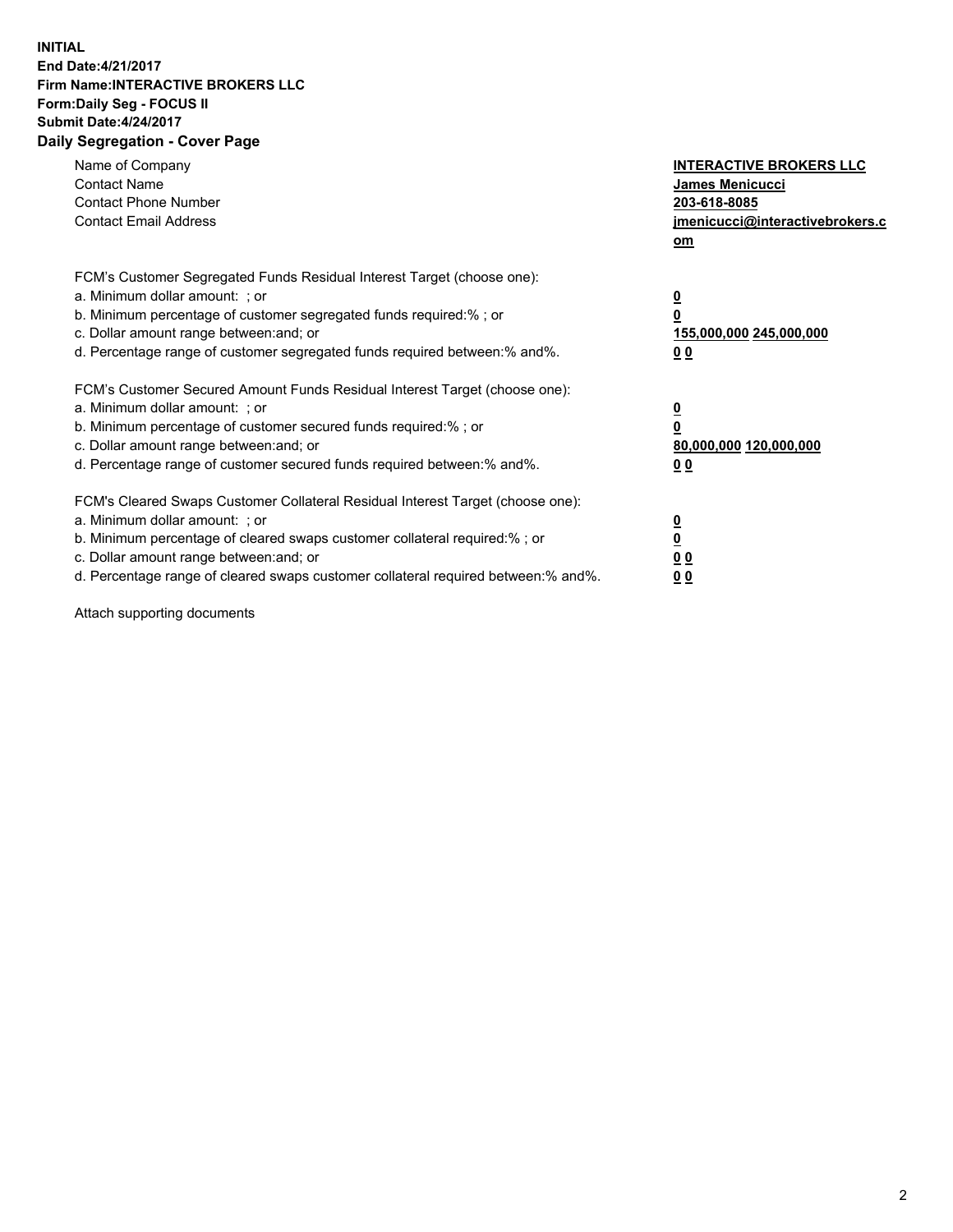**INITIAL**
**End Date:4/21/2017**
**Firm Name:INTERACTIVE BROKERS LLC**
**Form:Daily Seg - FOCUS II**
**Submit Date:4/24/2017**
**Daily Segregation - Cover Page**

| | |
|---|---|
| Name of Company | **INTERACTIVE BROKERS LLC** |
| Contact Name | **James Menicucci** |
| Contact Phone Number | **203-618-8085** |
| Contact Email Address | **jmenicucci@interactivebrokers.com** |

FCM's Customer Segregated Funds Residual Interest Target (choose one):

| | |
|---|---|
| a. Minimum dollar amount: ; or | **0** |
| b. Minimum percentage of customer segregated funds required:% ; or | **0** |
| c. Dollar amount range between:and; or | **155,000,000 245,000,000** |
| d. Percentage range of customer segregated funds required between:% and%. | **0 0** |

FCM's Customer Secured Amount Funds Residual Interest Target (choose one):

| | |
|---|---|
| a. Minimum dollar amount: ; or | **0** |
| b. Minimum percentage of customer secured funds required:% ; or | **0** |
| c. Dollar amount range between:and; or | **80,000,000 120,000,000** |
| d. Percentage range of customer secured funds required between:% and%. | **0 0** |

FCM's Cleared Swaps Customer Collateral Residual Interest Target (choose one):

| | |
|---|---|
| a. Minimum dollar amount: ; or | **0** |
| b. Minimum percentage of cleared swaps customer collateral required:% ; or | **0** |
| c. Dollar amount range between:and; or | **0 0** |
| d. Percentage range of cleared swaps customer collateral required between:% and%. | **0 0** |

Attach supporting documents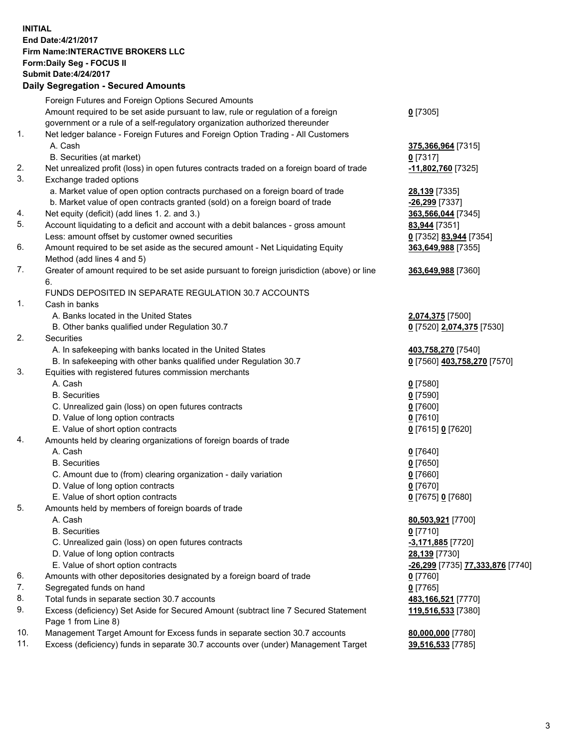**INITIAL**
**End Date:4/21/2017**
**Firm Name:INTERACTIVE BROKERS LLC**
**Form:Daily Seg - FOCUS II**
**Submit Date:4/24/2017**

**Daily Segregation - Secured Amounts**

| | | |
|---|---|---|
| | Foreign Futures and Foreign Options Secured Amounts | |
| | Amount required to be set aside pursuant to law, rule or regulation of a foreign government or a rule of a self-regulatory organization authorized thereunder | **0** [7305] |
| 1. | Net ledger balance - Foreign Futures and Foreign Option Trading - All Customers | |
| | A. Cash | **375,366,964** [7315] |
| | B. Securities (at market) | **0** [7317] |
| 2. | Net unrealized profit (loss) in open futures contracts traded on a foreign board of trade | **-11,802,760** [7325] |
| 3. | Exchange traded options | |
| | a. Market value of open option contracts purchased on a foreign board of trade | **28,139** [7335] |
| | b. Market value of open contracts granted (sold) on a foreign board of trade | **-26,299** [7337] |
| 4. | Net equity (deficit) (add lines 1. 2. and 3.) | **363,566,044** [7345] |
| 5. | Account liquidating to a deficit and account with a debit balances - gross amount | **83,944** [7351] |
| | Less: amount offset by customer owned securities | **0** [7352] **83,944** [7354] |
| 6. | Amount required to be set aside as the secured amount - Net Liquidating Equity Method (add lines 4 and 5) | **363,649,988** [7355] |
| 7. | Greater of amount required to be set aside pursuant to foreign jurisdiction (above) or line 6. | **363,649,988** [7360] |
| | FUNDS DEPOSITED IN SEPARATE REGULATION 30.7 ACCOUNTS | |
| 1. | Cash in banks | |
| | A. Banks located in the United States | **2,074,375** [7500] |
| | B. Other banks qualified under Regulation 30.7 | **0** [7520] **2,074,375** [7530] |
| 2. | Securities | |
| | A. In safekeeping with banks located in the United States | **403,758,270** [7540] |
| | B. In safekeeping with other banks qualified under Regulation 30.7 | **0** [7560] **403,758,270** [7570] |
| 3. | Equities with registered futures commission merchants | |
| | A. Cash | **0** [7580] |
| | B. Securities | **0** [7590] |
| | C. Unrealized gain (loss) on open futures contracts | **0** [7600] |
| | D. Value of long option contracts | **0** [7610] |
| | E. Value of short option contracts | **0** [7615] **0** [7620] |
| 4. | Amounts held by clearing organizations of foreign boards of trade | |
| | A. Cash | **0** [7640] |
| | B. Securities | **0** [7650] |
| | C. Amount due to (from) clearing organization - daily variation | **0** [7660] |
| | D. Value of long option contracts | **0** [7670] |
| | E. Value of short option contracts | **0** [7675] **0** [7680] |
| 5. | Amounts held by members of foreign boards of trade | |
| | A. Cash | **80,503,921** [7700] |
| | B. Securities | **0** [7710] |
| | C. Unrealized gain (loss) on open futures contracts | **-3,171,885** [7720] |
| | D. Value of long option contracts | **28,139** [7730] |
| | E. Value of short option contracts | **-26,299** [7735] **77,333,876** [7740] |
| 6. | Amounts with other depositories designated by a foreign board of trade | **0** [7760] |
| 7. | Segregated funds on hand | **0** [7765] |
| 8. | Total funds in separate section 30.7 accounts | **483,166,521** [7770] |
| 9. | Excess (deficiency) Set Aside for Secured Amount (subtract line 7 Secured Statement Page 1 from Line 8) | **119,516,533** [7380] |
| 10. | Management Target Amount for Excess funds in separate section 30.7 accounts | **80,000,000** [7780] |
| 11. | Excess (deficiency) funds in separate 30.7 accounts over (under) Management Target | **39,516,533** [7785] |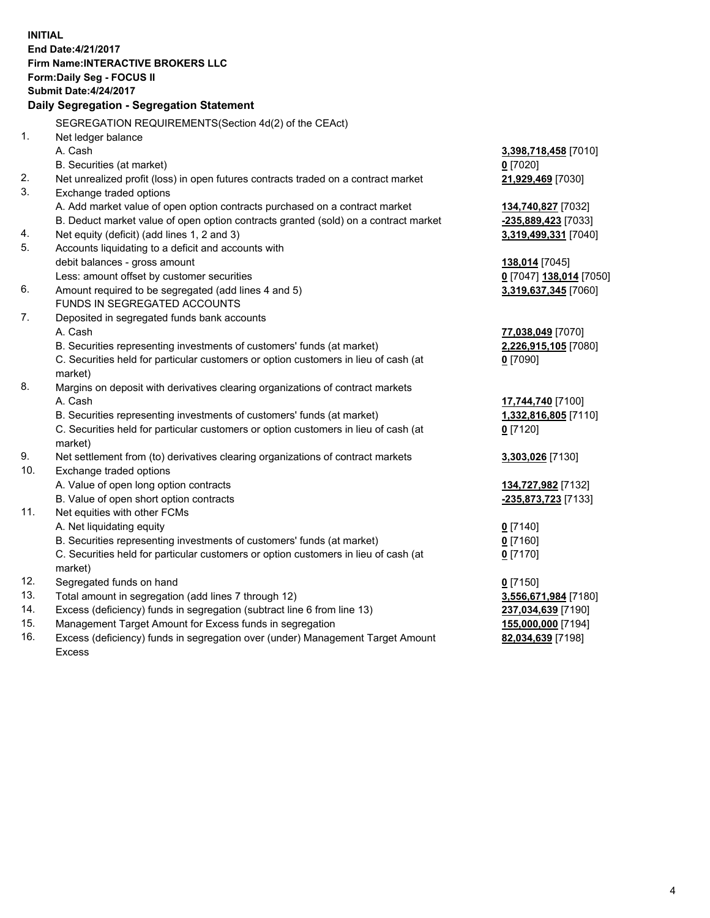**INITIAL**
**End Date:4/21/2017**
**Firm Name:INTERACTIVE BROKERS LLC**
**Form:Daily Seg - FOCUS II**
**Submit Date:4/24/2017**

## Daily Segregation - Segregation Statement

SEGREGATION REQUIREMENTS(Section 4d(2) of the CEAct)

| | | |
|---|---|---|
| 1. | Net ledger balance | |
| | A. Cash | **3,398,718,458** [7010] |
| | B. Securities (at market) | **0** [7020] |
| 2. | Net unrealized profit (loss) in open futures contracts traded on a contract market | **21,929,469** [7030] |
| 3. | Exchange traded options | |
| | A. Add market value of open option contracts purchased on a contract market | **134,740,827** [7032] |
| | B. Deduct market value of open option contracts granted (sold) on a contract market | **-235,889,423** [7033] |
| 4. | Net equity (deficit) (add lines 1, 2 and 3) | **3,319,499,331** [7040] |
| 5. | Accounts liquidating to a deficit and accounts with debit balances - gross amount | **138,014** [7045] |
| | Less: amount offset by customer securities | **0** [7047] **138,014** [7050] |
| 6. | Amount required to be segregated (add lines 4 and 5) | **3,319,637,345** [7060] |
| | FUNDS IN SEGREGATED ACCOUNTS | |
| 7. | Deposited in segregated funds bank accounts | |
| | A. Cash | **77,038,049** [7070] |
| | B. Securities representing investments of customers' funds (at market) | **2,226,915,105** [7080] |
| | C. Securities held for particular customers or option customers in lieu of cash (at market) | **0** [7090] |
| 8. | Margins on deposit with derivatives clearing organizations of contract markets | |
| | A. Cash | **17,744,740** [7100] |
| | B. Securities representing investments of customers' funds (at market) | **1,332,816,805** [7110] |
| | C. Securities held for particular customers or option customers in lieu of cash (at market) | **0** [7120] |
| 9. | Net settlement from (to) derivatives clearing organizations of contract markets | **3,303,026** [7130] |
| 10. | Exchange traded options | |
| | A. Value of open long option contracts | **134,727,982** [7132] |
| | B. Value of open short option contracts | **-235,873,723** [7133] |
| 11. | Net equities with other FCMs | |
| | A. Net liquidating equity | **0** [7140] |
| | B. Securities representing investments of customers' funds (at market) | **0** [7160] |
| | C. Securities held for particular customers or option customers in lieu of cash (at market) | **0** [7170] |
| 12. | Segregated funds on hand | **0** [7150] |
| 13. | Total amount in segregation (add lines 7 through 12) | **3,556,671,984** [7180] |
| 14. | Excess (deficiency) funds in segregation (subtract line 6 from line 13) | **237,034,639** [7190] |
| 15. | Management Target Amount for Excess funds in segregation | **155,000,000** [7194] |
| 16. | Excess (deficiency) funds in segregation over (under) Management Target Amount Excess | **82,034,639** [7198] |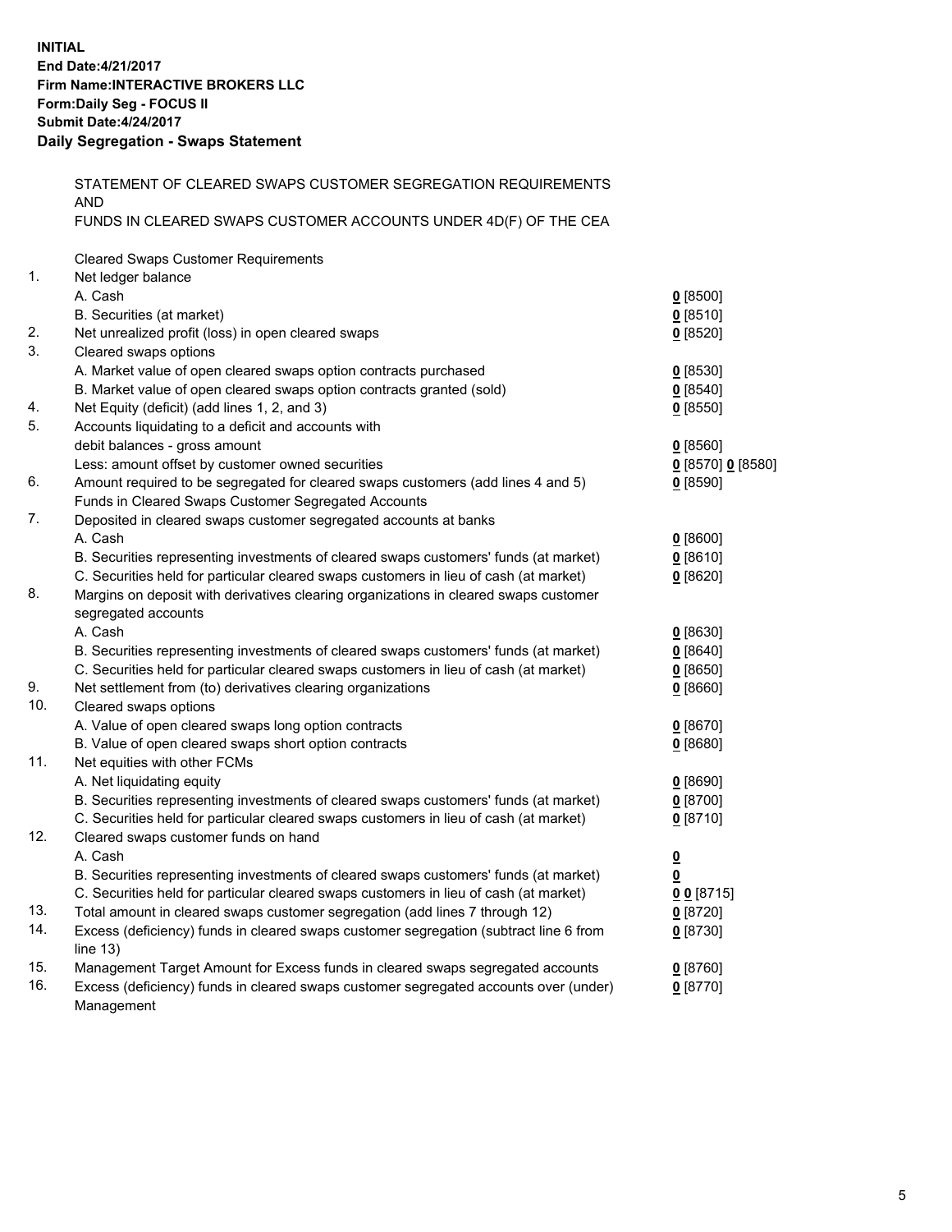**INITIAL**
**End Date:4/21/2017**
**Firm Name:INTERACTIVE BROKERS LLC**
**Form:Daily Seg - FOCUS II**
**Submit Date:4/24/2017**
**Daily Segregation - Swaps Statement**

STATEMENT OF CLEARED SWAPS CUSTOMER SEGREGATION REQUIREMENTS AND FUNDS IN CLEARED SWAPS CUSTOMER ACCOUNTS UNDER 4D(F) OF THE CEA

| | | |
|---|---|---|
| | Cleared Swaps Customer Requirements | |
| 1. | Net ledger balance | |
| | A. Cash | 0 [8500] |
| | B. Securities (at market) | 0 [8510] |
| 2. | Net unrealized profit (loss) in open cleared swaps | 0 [8520] |
| 3. | Cleared swaps options | |
| | A. Market value of open cleared swaps option contracts purchased | 0 [8530] |
| | B. Market value of open cleared swaps option contracts granted (sold) | 0 [8540] |
| 4. | Net Equity (deficit) (add lines 1, 2, and 3) | 0 [8550] |
| 5. | Accounts liquidating to a deficit and accounts with debit balances - gross amount | 0 [8560] |
| | Less: amount offset by customer owned securities | 0 [8570] 0 [8580] |
| 6. | Amount required to be segregated for cleared swaps customers (add lines 4 and 5) | 0 [8590] |
| | Funds in Cleared Swaps Customer Segregated Accounts | |
| 7. | Deposited in cleared swaps customer segregated accounts at banks | |
| | A. Cash | 0 [8600] |
| | B. Securities representing investments of cleared swaps customers' funds (at market) | 0 [8610] |
| | C. Securities held for particular cleared swaps customers in lieu of cash (at market) | 0 [8620] |
| 8. | Margins on deposit with derivatives clearing organizations in cleared swaps customer segregated accounts | |
| | A. Cash | 0 [8630] |
| | B. Securities representing investments of cleared swaps customers' funds (at market) | 0 [8640] |
| | C. Securities held for particular cleared swaps customers in lieu of cash (at market) | 0 [8650] |
| 9. | Net settlement from (to) derivatives clearing organizations | 0 [8660] |
| 10. | Cleared swaps options | |
| | A. Value of open cleared swaps long option contracts | 0 [8670] |
| | B. Value of open cleared swaps short option contracts | 0 [8680] |
| 11. | Net equities with other FCMs | |
| | A. Net liquidating equity | 0 [8690] |
| | B. Securities representing investments of cleared swaps customers' funds (at market) | 0 [8700] |
| | C. Securities held for particular cleared swaps customers in lieu of cash (at market) | 0 [8710] |
| 12. | Cleared swaps customer funds on hand | |
| | A. Cash | 0 |
| | B. Securities representing investments of cleared swaps customers' funds (at market) | 0 |
| | C. Securities held for particular cleared swaps customers in lieu of cash (at market) | 0 0 [8715] |
| 13. | Total amount in cleared swaps customer segregation (add lines 7 through 12) | 0 [8720] |
| 14. | Excess (deficiency) funds in cleared swaps customer segregation (subtract line 6 from line 13) | 0 [8730] |
| 15. | Management Target Amount for Excess funds in cleared swaps segregated accounts | 0 [8760] |
| 16. | Excess (deficiency) funds in cleared swaps customer segregated accounts over (under) Management | 0 [8770] |